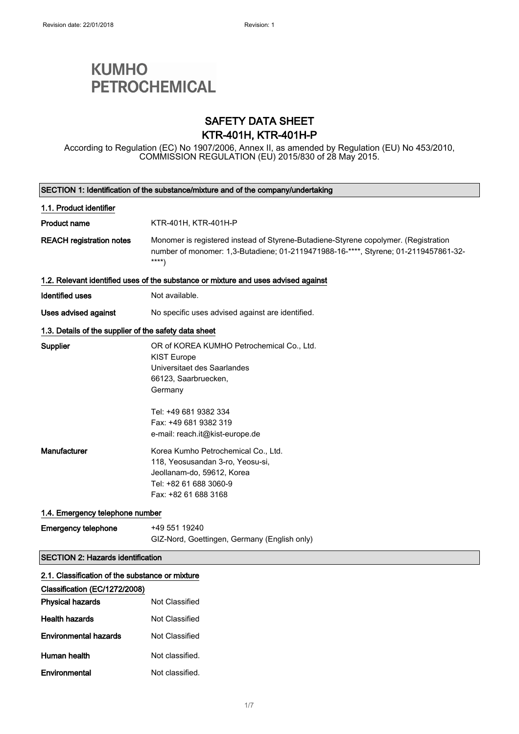Revision date: 22/01/2018 Revision: 1

KUMHO PETROCHEMICAL

# SAFETY DATA SHEET
# KTR-401H, KTR-401H-P

According to Regulation (EC) No 1907/2006, Annex II, as amended by Regulation (EU) No 453/2010, COMMISSION REGULATION (EU) 2015/830 of 28 May 2015.

## SECTION 1: Identification of the substance/mixture and of the company/undertaking

### 1.1. Product identifier

**Product name** KTR-401H, KTR-401H-P

**REACH registration notes** Monomer is registered instead of Styrene-Butadiene-Styrene copolymer. (Registration number of monomer: 1,3-Butadiene; 01-2119471988-16-****, Styrene; 01-2119457861-32-****)

### 1.2. Relevant identified uses of the substance or mixture and uses advised against

**Identified uses** Not available.

**Uses advised against** No specific uses advised against are identified.

### 1.3. Details of the supplier of the safety data sheet

**Supplier**
OR of KOREA KUMHO Petrochemical Co., Ltd.
KIST Europe
Universitaet des Saarlandes
66123, Saarbruecken,
Germany

Tel: +49 681 9382 334
Fax: +49 681 9382 319
e-mail: reach.it@kist-europe.de

**Manufacturer**
Korea Kumho Petrochemical Co., Ltd.
118, Yeosusandan 3-ro, Yeosu-si,
Jeollanam-do, 59612, Korea
Tel: +82 61 688 3060-9
Fax: +82 61 688 3168

### 1.4. Emergency telephone number

**Emergency telephone** +49 551 19240
GIZ-Nord, Goettingen, Germany (English only)

## SECTION 2: Hazards identification

### 2.1. Classification of the substance or mixture

**Classification (EC/1272/2008)**

**Physical hazards** Not Classified

**Health hazards** Not Classified

**Environmental hazards** Not Classified

**Human health** Not classified.

**Environmental** Not classified.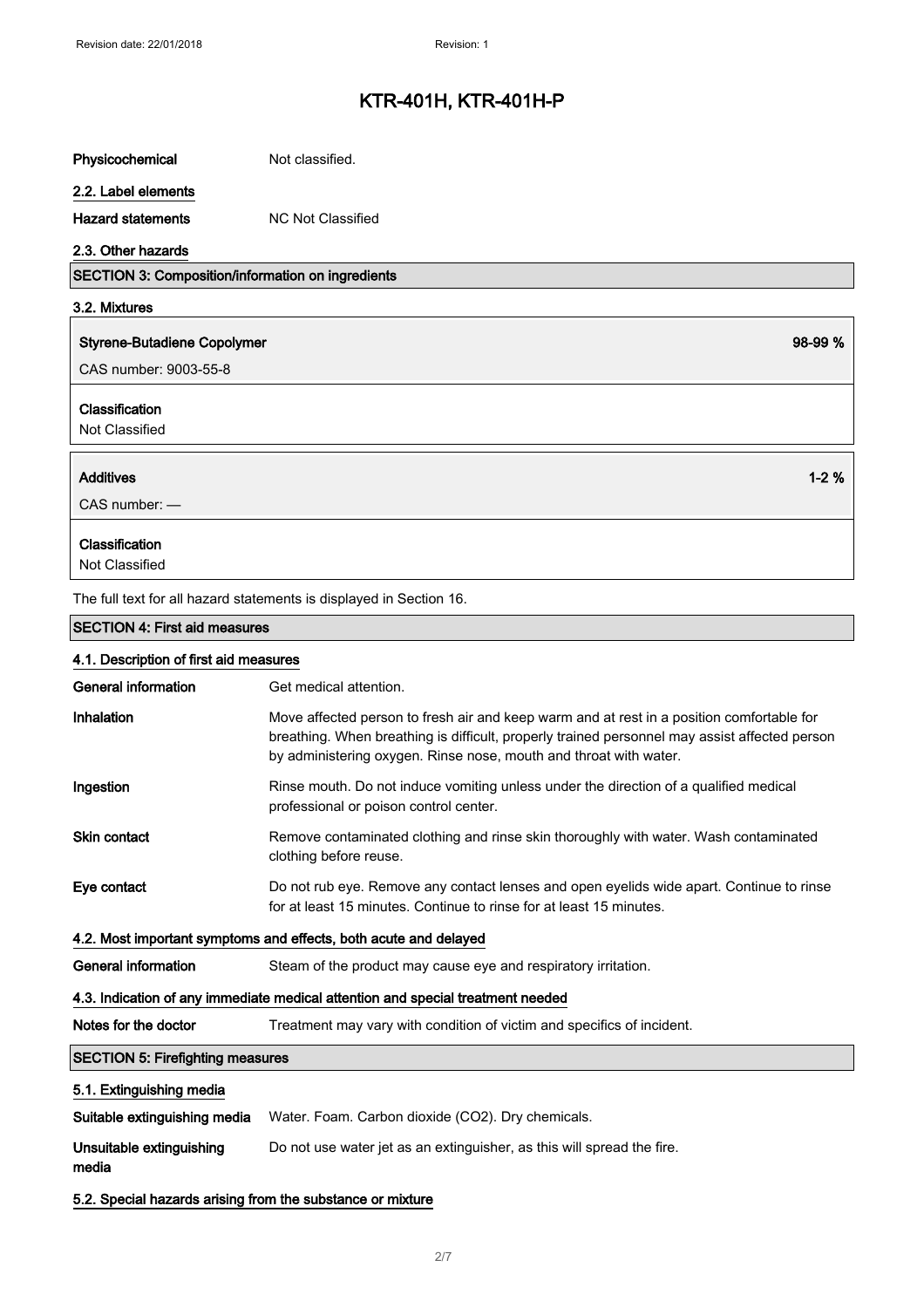| | |
|---|---|
| **Physicochemical** | Not classified. |

### 2.2. Label elements

| | |
|---|---|
| **Hazard statements** | NC Not Classified |

### 2.3. Other hazards

## SECTION 3: Composition/information on ingredients

### 3.2. Mixtures

**Styrene-Butadiene Copolymer** 98-99 %

CAS number: 9003-55-8

**Classification**

Not Classified

**Additives** 1-2 %

CAS number: —

**Classification**

Not Classified

The full text for all hazard statements is displayed in Section 16.

## SECTION 4: First aid measures

### 4.1. Description of first aid measures

| | |
|---|---|
| **General information** | Get medical attention. |
| **Inhalation** | Move affected person to fresh air and keep warm and at rest in a position comfortable for breathing. When breathing is difficult, properly trained personnel may assist affected person by administering oxygen. Rinse nose, mouth and throat with water. |
| **Ingestion** | Rinse mouth. Do not induce vomiting unless under the direction of a qualified medical professional or poison control center. |
| **Skin contact** | Remove contaminated clothing and rinse skin thoroughly with water. Wash contaminated clothing before reuse. |
| **Eye contact** | Do not rub eye. Remove any contact lenses and open eyelids wide apart. Continue to rinse for at least 15 minutes. Continue to rinse for at least 15 minutes. |

### 4.2. Most important symptoms and effects, both acute and delayed

| | |
|---|---|
| **General information** | Steam of the product may cause eye and respiratory irritation. |

### 4.3. Indication of any immediate medical attention and special treatment needed

| | |
|---|---|
| **Notes for the doctor** | Treatment may vary with condition of victim and specifics of incident. |

## SECTION 5: Firefighting measures

### 5.1. Extinguishing media

| | |
|---|---|
| **Suitable extinguishing media** | Water. Foam. Carbon dioxide ($CO_2$). Dry chemicals. |
| **Unsuitable extinguishing media** | Do not use water jet as an extinguisher, as this will spread the fire. |

### 5.2. Special hazards arising from the substance or mixture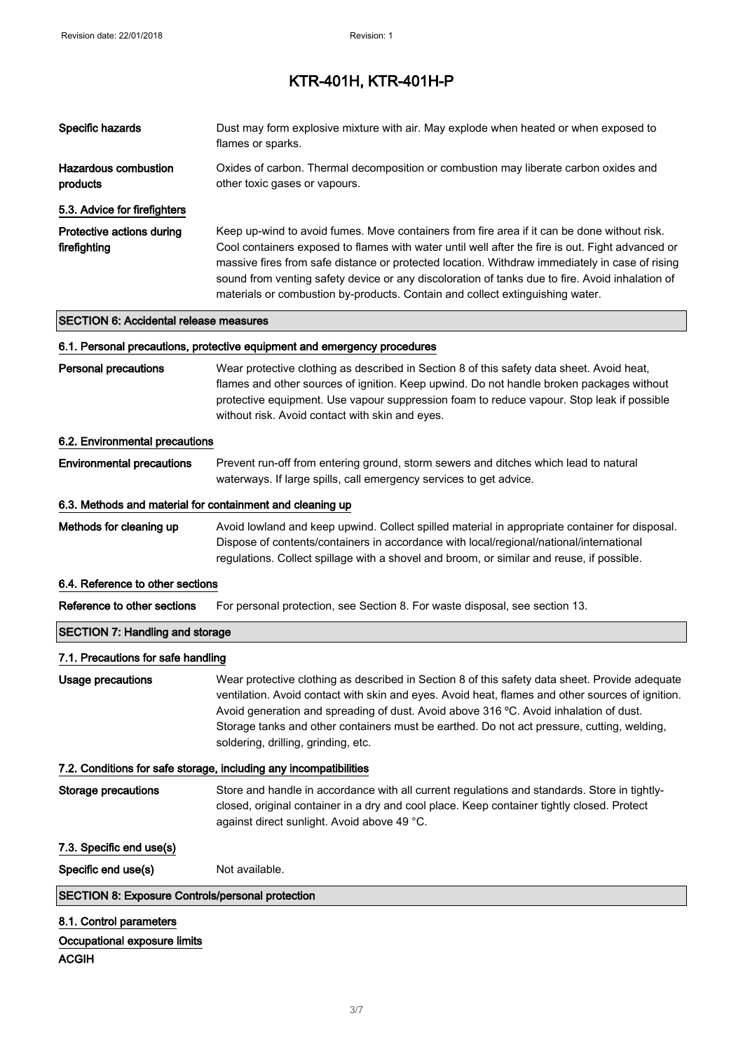# KTR-401H, KTR-401H-P

**Specific hazards**
Dust may form explosive mixture with air. May explode when heated or when exposed to flames or sparks.

**Hazardous combustion products**
Oxides of carbon. Thermal decomposition or combustion may liberate carbon oxides and other toxic gases or vapours.

### 5.3. Advice for firefighters

**Protective actions during firefighting**
Keep up-wind to avoid fumes. Move containers from fire area if it can be done without risk. Cool containers exposed to flames with water until well after the fire is out. Fight advanced or massive fires from safe distance or protected location. Withdraw immediately in case of rising sound from venting safety device or any discoloration of tanks due to fire. Avoid inhalation of materials or combustion by-products. Contain and collect extinguishing water.

## SECTION 6: Accidental release measures

### 6.1. Personal precautions, protective equipment and emergency procedures

**Personal precautions**
Wear protective clothing as described in Section 8 of this safety data sheet. Avoid heat, flames and other sources of ignition. Keep upwind. Do not handle broken packages without protective equipment. Use vapour suppression foam to reduce vapour. Stop leak if possible without risk. Avoid contact with skin and eyes.

### 6.2. Environmental precautions

**Environmental precautions**
Prevent run-off from entering ground, storm sewers and ditches which lead to natural waterways. If large spills, call emergency services to get advice.

### 6.3. Methods and material for containment and cleaning up

**Methods for cleaning up**
Avoid lowland and keep upwind. Collect spilled material in appropriate container for disposal. Dispose of contents/containers in accordance with local/regional/national/international regulations. Collect spillage with a shovel and broom, or similar and reuse, if possible.

### 6.4. Reference to other sections

**Reference to other sections**
For personal protection, see Section 8. For waste disposal, see section 13.

## SECTION 7: Handling and storage

### 7.1. Precautions for safe handling

**Usage precautions**
Wear protective clothing as described in Section 8 of this safety data sheet. Provide adequate ventilation. Avoid contact with skin and eyes. Avoid heat, flames and other sources of ignition. Avoid generation and spreading of dust. Avoid above 316 ºC. Avoid inhalation of dust. Storage tanks and other containers must be earthed. Do not act pressure, cutting, welding, soldering, drilling, grinding, etc.

### 7.2. Conditions for safe storage, including any incompatibilities

**Storage precautions**
Store and handle in accordance with all current regulations and standards. Store in tightly-closed, original container in a dry and cool place. Keep container tightly closed. Protect against direct sunlight. Avoid above 49 °C.

### 7.3. Specific end use(s)

**Specific end use(s)**
Not available.

## SECTION 8: Exposure Controls/personal protection

### 8.1. Control parameters

**Occupational exposure limits**

**ACGIH**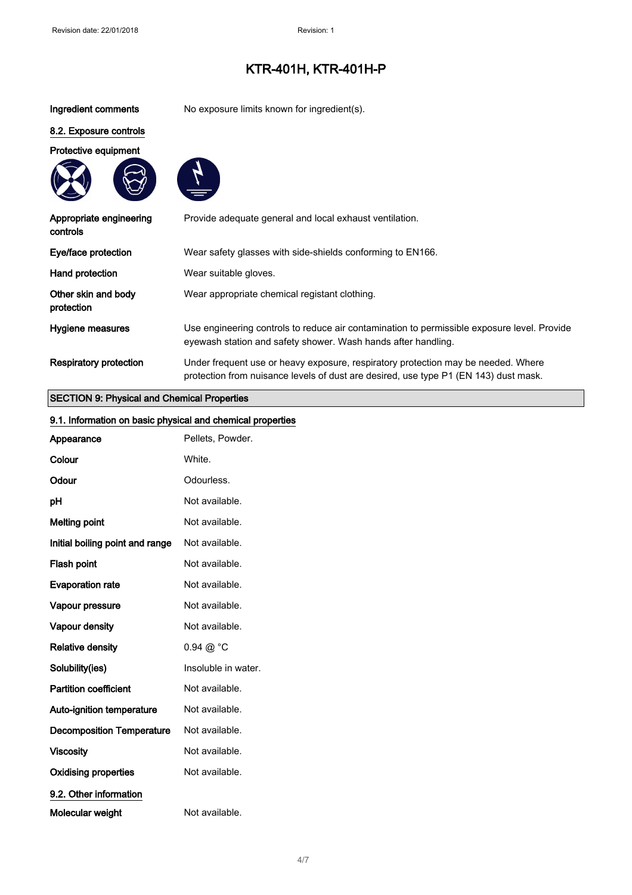# KTR-401H, KTR-401H-P

| | |
|---|---|
| **Ingredient comments** | No exposure limits known for ingredient(s). |

## 8.2. Exposure controls

**Protective equipment**

| | |
|---|---|
| **Appropriate engineering controls** | Provide adequate general and local exhaust ventilation. |
| **Eye/face protection** | Wear safety glasses with side-shields conforming to EN166. |
| **Hand protection** | Wear suitable gloves. |
| **Other skin and body protection** | Wear appropriate chemical registant clothing. |
| **Hygiene measures** | Use engineering controls to reduce air contamination to permissible exposure level. Provide eyewash station and safety shower. Wash hands after handling. |
| **Respiratory protection** | Under frequent use or heavy exposure, respiratory protection may be needed. Where protection from nuisance levels of dust are desired, use type P1 (EN 143) dust mask. |

## SECTION 9: Physical and Chemical Properties

### 9.1. Information on basic physical and chemical properties

| | |
|---|---|
| **Appearance** | Pellets, Powder. |
| **Colour** | White. |
| **Odour** | Odourless. |
| **pH** | Not available. |
| **Melting point** | Not available. |
| **Initial boiling point and range** | Not available. |
| **Flash point** | Not available. |
| **Evaporation rate** | Not available. |
| **Vapour pressure** | Not available. |
| **Vapour density** | Not available. |
| **Relative density** | 0.94 @ °C |
| **Solubility(ies)** | Insoluble in water. |
| **Partition coefficient** | Not available. |
| **Auto-ignition temperature** | Not available. |
| **Decomposition Temperature** | Not available. |
| **Viscosity** | Not available. |
| **Oxidising properties** | Not available. |

### 9.2. Other information

| | |
|---|---|
| **Molecular weight** | Not available. |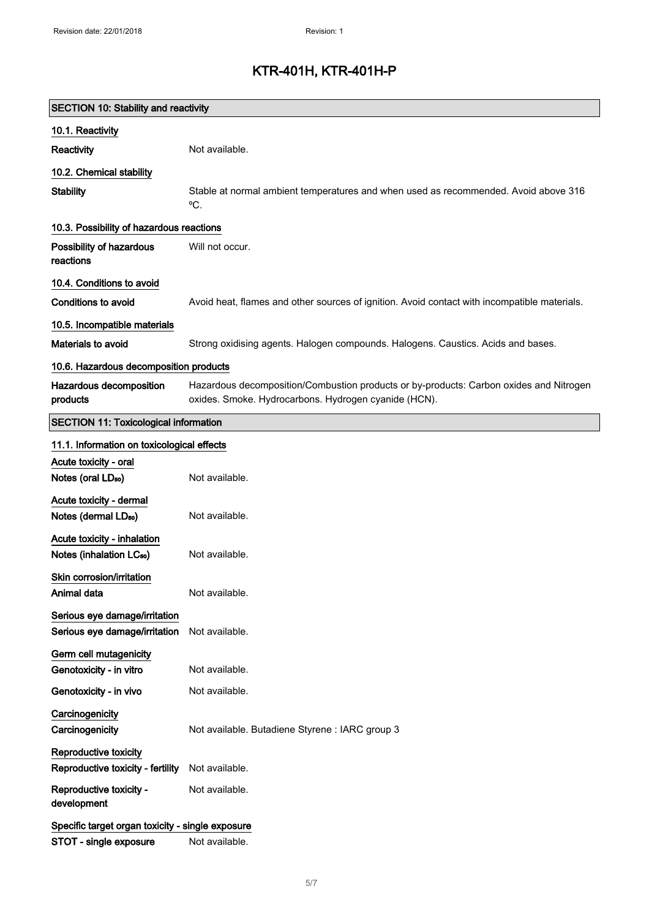# KTR-401H, KTR-401H-P

## SECTION 10: Stability and reactivity

### 10.1. Reactivity

**Reactivity** Not available.

### 10.2. Chemical stability

**Stability** Stable at normal ambient temperatures and when used as recommended. Avoid above 316 ºC.

### 10.3. Possibility of hazardous reactions

**Possibility of hazardous reactions** Will not occur.

### 10.4. Conditions to avoid

**Conditions to avoid** Avoid heat, flames and other sources of ignition. Avoid contact with incompatible materials.

### 10.5. Incompatible materials

**Materials to avoid** Strong oxidising agents. Halogen compounds. Halogens. Caustics. Acids and bases.

### 10.6. Hazardous decomposition products

**Hazardous decomposition products** Hazardous decomposition/Combustion products or by-products: Carbon oxides and Nitrogen oxides. Smoke. Hydrocarbons. Hydrogen cyanide (HCN).

## SECTION 11: Toxicological information

### 11.1. Information on toxicological effects

**Acute toxicity - oral**

**Notes (oral $LD_{50}$)** Not available.

**Acute toxicity - dermal**

**Notes (dermal $LD_{50}$)** Not available.

**Acute toxicity - inhalation**

**Notes (inhalation $LC_{50}$)** Not available.

**Skin corrosion/irritation**

**Animal data** Not available.

**Serious eye damage/irritation**

**Serious eye damage/irritation** Not available.

**Germ cell mutagenicity**

**Genotoxicity - in vitro** Not available.

**Genotoxicity - in vivo** Not available.

**Carcinogenicity**

**Carcinogenicity** Not available. Butadiene Styrene : IARC group 3

**Reproductive toxicity**

**Reproductive toxicity - fertility** Not available.

**Reproductive toxicity - development** Not available.

**Specific target organ toxicity - single exposure**

**STOT - single exposure** Not available.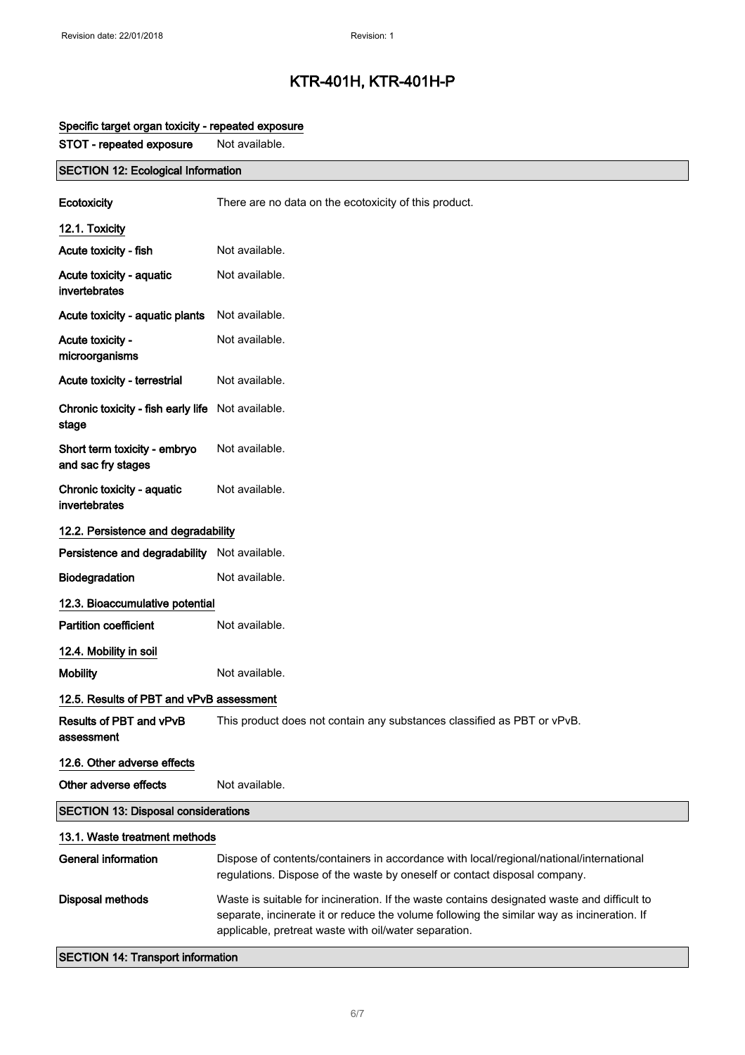### Specific target organ toxicity - repeated exposure

**STOT - repeated exposure** Not available.

## SECTION 12: Ecological Information

**Ecotoxicity** There are no data on the ecotoxicity of this product.

### 12.1. Toxicity

| | |
|---|---|
| **Acute toxicity - fish** | Not available. |
| **Acute toxicity - aquatic invertebrates** | Not available. |
| **Acute toxicity - aquatic plants** | Not available. |
| **Acute toxicity - microorganisms** | Not available. |
| **Acute toxicity - terrestrial** | Not available. |
| **Chronic toxicity - fish early life stage** | Not available. |
| **Short term toxicity - embryo and sac fry stages** | Not available. |
| **Chronic toxicity - aquatic invertebrates** | Not available. |

### 12.2. Persistence and degradability

| | |
|---|---|
| **Persistence and degradability** | Not available. |
| **Biodegradation** | Not available. |

### 12.3. Bioaccumulative potential

**Partition coefficient** Not available.

### 12.4. Mobility in soil

**Mobility** Not available.

### 12.5. Results of PBT and vPvB assessment

**Results of PBT and vPvB assessment** This product does not contain any substances classified as PBT or vPvB.

### 12.6. Other adverse effects

**Other adverse effects** Not available.

## SECTION 13: Disposal considerations

### 13.1. Waste treatment methods

**General information** Dispose of contents/containers in accordance with local/regional/national/international regulations. Dispose of the waste by oneself or contact disposal company.

**Disposal methods** Waste is suitable for incineration. If the waste contains designated waste and difficult to separate, incinerate it or reduce the volume following the similar way as incineration. If applicable, pretreat waste with oil/water separation.

## SECTION 14: Transport information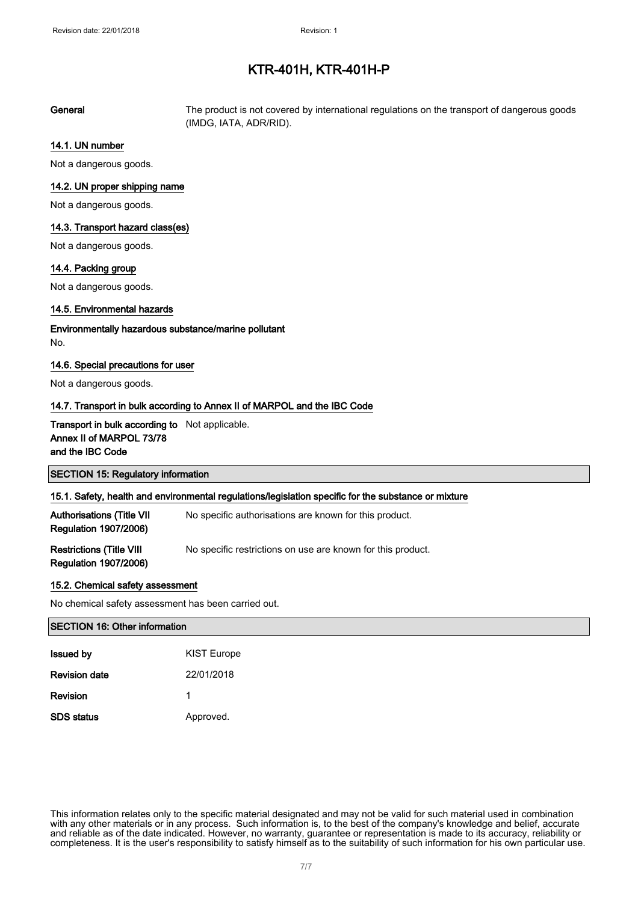**General** The product is not covered by international regulations on the transport of dangerous goods (IMDG, IATA, ADR/RID).

### 14.1. UN number

Not a dangerous goods.

### 14.2. UN proper shipping name

Not a dangerous goods.

### 14.3. Transport hazard class(es)

Not a dangerous goods.

### 14.4. Packing group

Not a dangerous goods.

### 14.5. Environmental hazards

**Environmentally hazardous substance/marine pollutant**

No.

### 14.6. Special precautions for user

Not a dangerous goods.

### 14.7. Transport in bulk according to Annex II of MARPOL and the IBC Code

**Transport in bulk according to Annex II of MARPOL 73/78 and the IBC Code** Not applicable.

## SECTION 15: Regulatory information

### 15.1. Safety, health and environmental regulations/legislation specific for the substance or mixture

**Authorisations (Title VII Regulation 1907/2006)** No specific authorisations are known for this product.

**Restrictions (Title VIII Regulation 1907/2006)** No specific restrictions on use are known for this product.

### 15.2. Chemical safety assessment

No chemical safety assessment has been carried out.

## SECTION 16: Other information

| | |
|---|---|
| **Issued by** | KIST Europe |
| **Revision date** | 22/01/2018 |
| **Revision** | 1 |
| **SDS status** | Approved. |

This information relates only to the specific material designated and may not be valid for such material used in combination with any other materials or in any process. Such information is, to the best of the company's knowledge and belief, accurate and reliable as of the date indicated. However, no warranty, guarantee or representation is made to its accuracy, reliability or completeness. It is the user's responsibility to satisfy himself as to the suitability of such information for his own particular use.